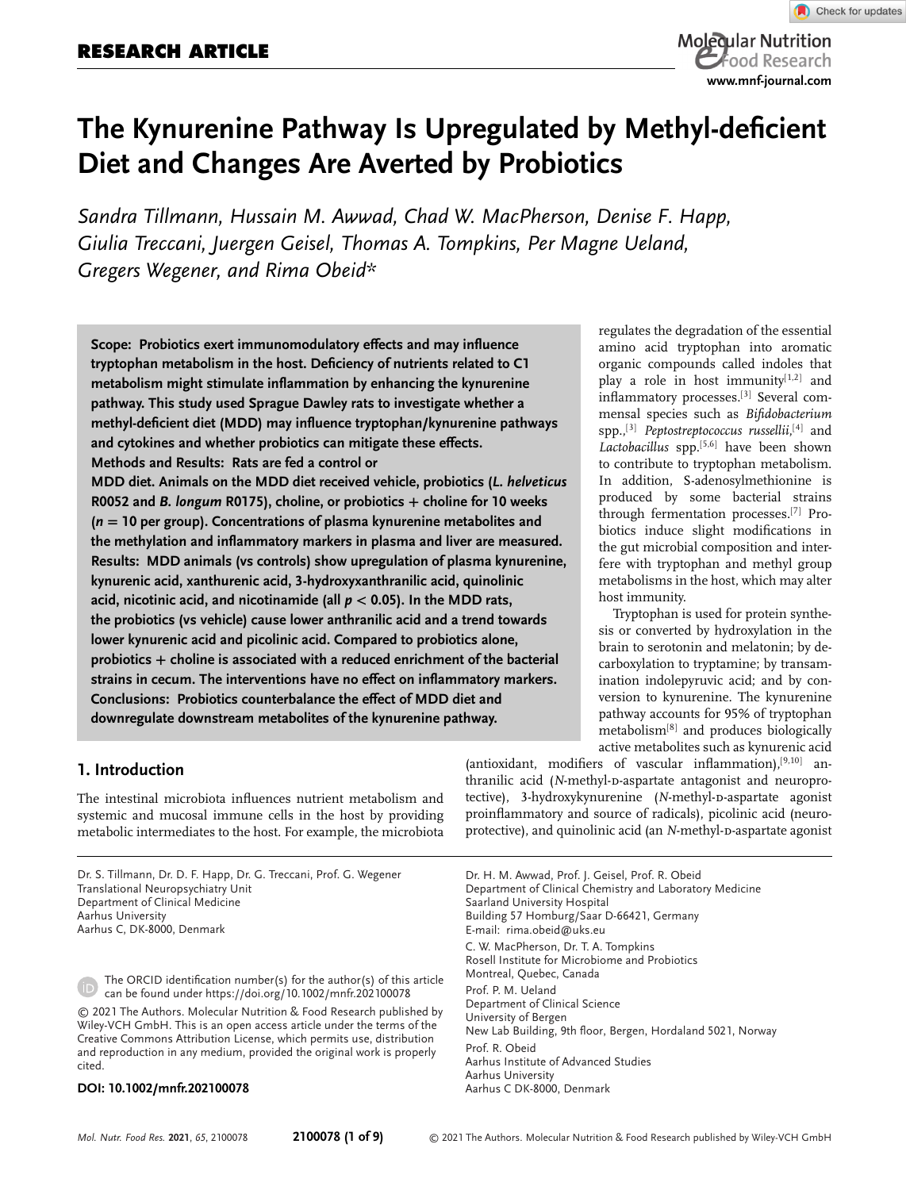RESEARCH ARTICLE

# The Kynurenine Pathway Is Upregulated by Methyl-deficient Diet and Changes Are Averted by Probiotics

*Sandra Tillmann, Hussain M. Awwad, Chad W. MacPherson, Denise F. Happ, Giulia Treccani, Juergen Geisel, Thomas A. Tompkins, Per Magne Ueland, Gregers Wegener, and Rima Obeid\**

**Scope: Probiotics exert immunomodulatory effects and may influence tryptophan metabolism in the host. Deficiency of nutrients related to C1 metabolism might stimulate inflammation by enhancing the kynurenine pathway. This study used Sprague Dawley rats to investigate whether a methyl-deficient diet (MDD) may influence tryptophan/kynurenine pathways and cytokines and whether probiotics can mitigate these effects.**

**Methods and Results: Rats are fed a control or MDD diet. Animals on the MDD diet received vehicle, probiotics (*L. helveticus* R0052 and *B. longum* R0175), choline, or probiotics + choline for 10 weeks ($n = 10$ per group). Concentrations of plasma kynurenine metabolites and the methylation and inflammatory markers in plasma and liver are measured.**

**Results: MDD animals (vs controls) show upregulation of plasma kynurenine, kynurenic acid, xanthurenic acid, 3-hydroxyxanthranilic acid, quinolinic acid, nicotinic acid, and nicotinamide (all $p < 0.05$). In the MDD rats, the probiotics (vs vehicle) cause lower anthranilic acid and a trend towards lower kynurenic acid and picolinic acid. Compared to probiotics alone, probiotics + choline is associated with a reduced enrichment of the bacterial strains in cecum. The interventions have no effect on inflammatory markers.**

**Conclusions: Probiotics counterbalance the effect of MDD diet and downregulate downstream metabolites of the kynurenine pathway.**

## 1. Introduction

The intestinal microbiota influences nutrient metabolism and systemic and mucosal immune cells in the host by providing metabolic intermediates to the host. For example, the microbiota regulates the degradation of the essential amino acid tryptophan into aromatic organic compounds called indoles that play a role in host immunity[1,2] and inflammatory processes.[3] Several commensal species such as *Bifidobacterium* spp.,[3] *Peptostreptococcus russellii*,[4] and *Lactobacillus* spp.[5,6] have been shown to contribute to tryptophan metabolism. In addition, S-adenosylmethionine is produced by some bacterial strains through fermentation processes.[7] Probiotics induce slight modifications in the gut microbial composition and interfere with tryptophan and methyl group metabolisms in the host, which may alter host immunity.

Tryptophan is used for protein synthesis or converted by hydroxylation in the brain to serotonin and melatonin; by decarboxylation to tryptamine; by transamination indolepyruvic acid; and by conversion to kynurenine. The kynurenine pathway accounts for 95% of tryptophan metabolism[8] and produces biologically active metabolites such as kynurenic acid (antioxidant, modifiers of vascular inflammation),[9,10] anthranilic acid (*N*-methyl-D-aspartate antagonist and neuroprotective), 3-hydroxykynurenine (*N*-methyl-D-aspartate agonist proinflammatory and source of radicals), picolinic acid (neuroprotective), and quinolinic acid (an *N*-methyl-D-aspartate agonist

Dr. S. Tillmann, Dr. D. F. Happ, Dr. G. Treccani, Prof. G. Wegener
Translational Neuropsychiatry Unit
Department of Clinical Medicine
Aarhus University
Aarhus C, DK-8000, Denmark

Dr. H. M. Awwad, Prof. J. Geisel, Prof. R. Obeid
Department of Clinical Chemistry and Laboratory Medicine
Saarland University Hospital
Building 57 Homburg/Saar D-66421, Germany
E-mail: rima.obeid@uks.eu

C. W. MacPherson, Dr. T. A. Tompkins
Rosell Institute for Microbiome and Probiotics
Montreal, Quebec, Canada

Prof. P. M. Ueland
Department of Clinical Science
University of Bergen
New Lab Building, 9th floor, Bergen, Hordaland 5021, Norway

Prof. R. Obeid
Aarhus Institute of Advanced Studies
Aarhus University
Aarhus C DK-8000, Denmark

The ORCID identification number(s) for the author(s) of this article can be found under https://doi.org/10.1002/mnfr.202100078

© 2021 The Authors. Molecular Nutrition & Food Research published by Wiley-VCH GmbH. This is an open access article under the terms of the Creative Commons Attribution License, which permits use, distribution and reproduction in any medium, provided the original work is properly cited.

**DOI: 10.1002/mnfr.202100078**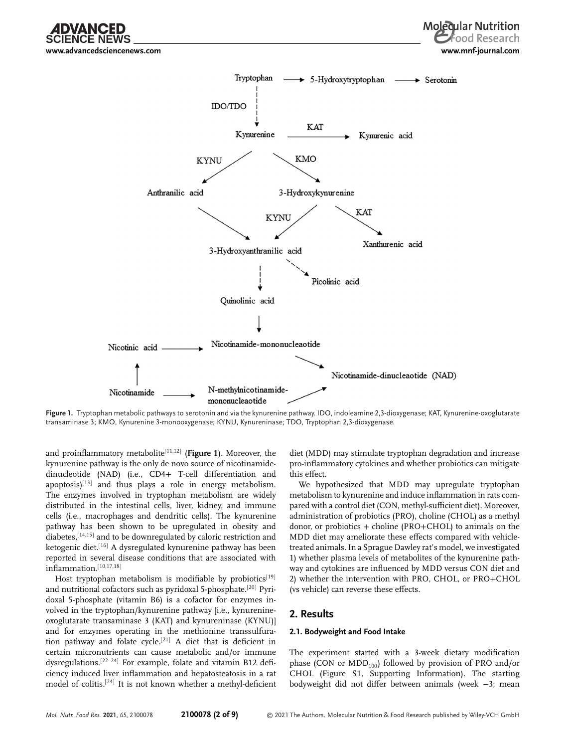Figure 1. Tryptophan metabolic pathways to serotonin and via the kynurenine pathway. IDO, indoleamine 2,3-dioxygenase; KAT, Kynurenine-oxoglutarate transaminase 3; KMO, Kynurenine 3-monooxygenase; KYNU, Kynureninase; TDO, Tryptophan 2,3-dioxygenase.

and proinflammatory metabolite[11,12] (**Figure 1**). Moreover, the kynurenine pathway is the only de novo source of nicotinamide-dinucleotide (NAD) (i.e., CD4+ T-cell differentiation and apoptosis)[13] and thus plays a role in energy metabolism. The enzymes involved in tryptophan metabolism are widely distributed in the intestinal cells, liver, kidney, and immune cells (i.e., macrophages and dendritic cells). The kynurenine pathway has been shown to be upregulated in obesity and diabetes,[14,15] and to be downregulated by caloric restriction and ketogenic diet.[16] A dysregulated kynurenine pathway has been reported in several disease conditions that are associated with inflammation.[10,17,18]

Host tryptophan metabolism is modifiable by probiotics[19] and nutritional cofactors such as pyridoxal 5-phosphate.[20] Pyridoxal 5-phosphate (vitamin B6) is a cofactor for enzymes involved in the tryptophan/kynurenine pathway [i.e., kynurenine-oxoglutarate transaminase 3 (KAT) and kynureninase (KYNU)] and for enzymes operating in the methionine transsulfuration pathway and folate cycle.[21] A diet that is deficient in certain micronutrients can cause metabolic and/or immune dysregulations.[22–24] For example, folate and vitamin B12 deficiency induced liver inflammation and hepatosteatosis in a rat model of colitis.[24] It is not known whether a methyl-deficient diet (MDD) may stimulate tryptophan degradation and increase pro-inflammatory cytokines and whether probiotics can mitigate this effect.

We hypothesized that MDD may upregulate tryptophan metabolism to kynurenine and induce inflammation in rats compared with a control diet (CON, methyl-sufficient diet). Moreover, administration of probiotics (PRO), choline (CHOL) as a methyl donor, or probiotics + choline (PRO+CHOL) to animals on the MDD diet may ameliorate these effects compared with vehicle-treated animals. In a Sprague Dawley rat's model, we investigated 1) whether plasma levels of metabolites of the kynurenine pathway and cytokines are influenced by MDD versus CON diet and 2) whether the intervention with PRO, CHOL, or PRO+CHOL (vs vehicle) can reverse these effects.

## 2. Results

### 2.1. Bodyweight and Food Intake

The experiment started with a 3-week dietary modification phase (CON or $MDD_{100}$) followed by provision of PRO and/or CHOL (Figure S1, Supporting Information). The starting bodyweight did not differ between animals (week −3; mean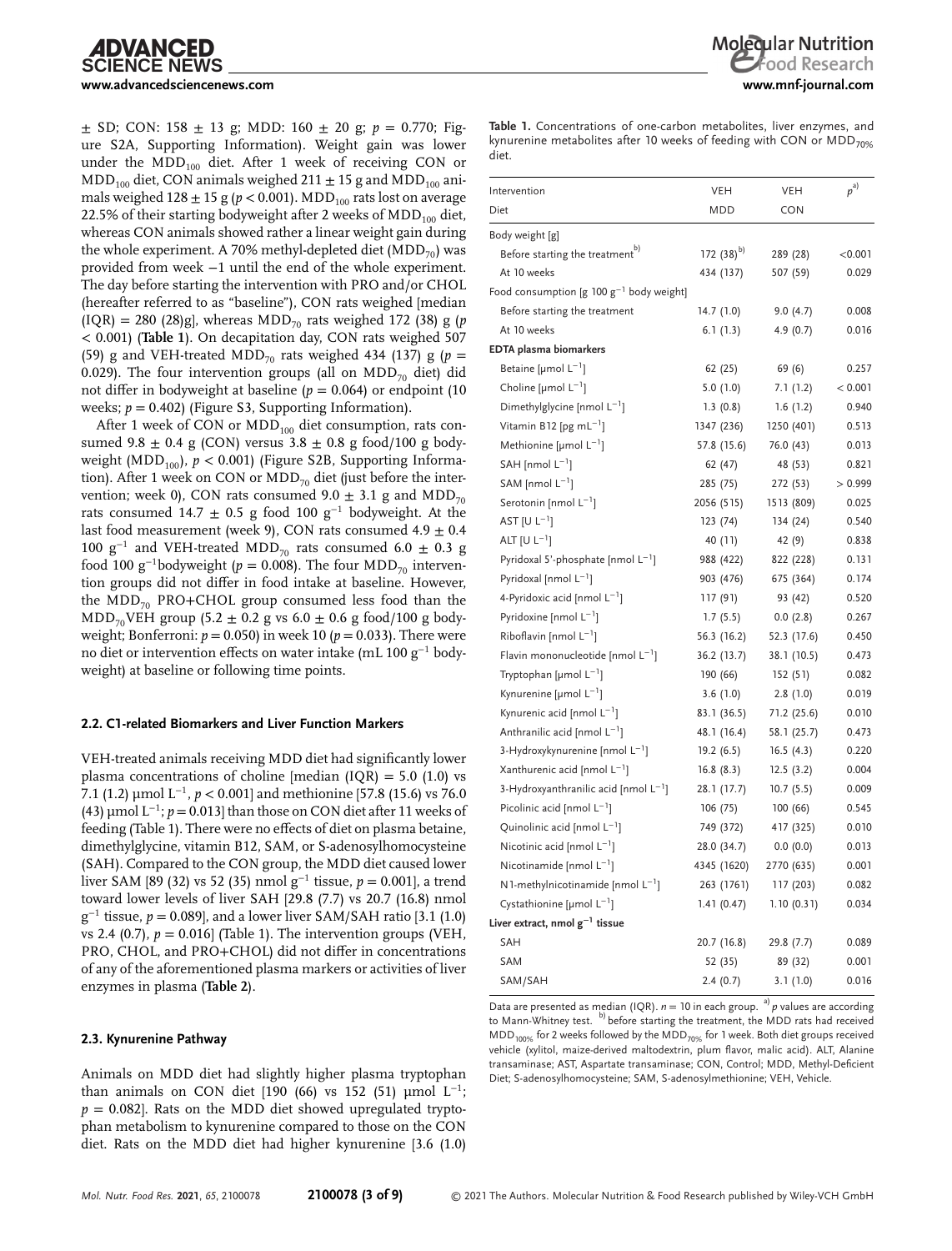± SD; CON: 158 ± 13 g; MDD: 160 ± 20 g; $p = 0.770$; Figure S2A, Supporting Information). Weight gain was lower under the $MDD_{100}$ diet. After 1 week of receiving CON or $MDD_{100}$ diet, CON animals weighed 211 ± 15 g and $MDD_{100}$ animals weighed 128 ± 15 g ($p < 0.001$). $MDD_{100}$ rats lost on average 22.5% of their starting bodyweight after 2 weeks of $MDD_{100}$ diet, whereas CON animals showed rather a linear weight gain during the whole experiment. A 70% methyl-depleted diet ($MDD_{70}$) was provided from week −1 until the end of the whole experiment. The day before starting the intervention with PRO and/or CHOL (hereafter referred to as "baseline"), CON rats weighed [median (IQR) = 280 (28)g], whereas $MDD_{70}$ rats weighed 172 (38) g ($p < 0.001$) (**Table 1**). On decapitation day, CON rats weighed 507 (59) g and VEH-treated $MDD_{70}$ rats weighed 434 (137) g ($p = 0.029$). The four intervention groups (all on $MDD_{70}$ diet) did not differ in bodyweight at baseline ($p = 0.064$) or endpoint (10 weeks; $p = 0.402$) (Figure S3, Supporting Information).

After 1 week of CON or $MDD_{100}$ diet consumption, rats consumed 9.8 ± 0.4 g (CON) versus 3.8 ± 0.8 g food/100 g bodyweight ($MDD_{100}$), $p < 0.001$) (Figure S2B, Supporting Information). After 1 week on CON or $MDD_{70}$ diet (just before the intervention; week 0), CON rats consumed 9.0 ± 3.1 g and $MDD_{70}$ rats consumed 14.7 ± 0.5 g food 100 $g^{-1}$ bodyweight. At the last food measurement (week 9), CON rats consumed 4.9 ± 0.4 100 $g^{-1}$ and VEH-treated $MDD_{70}$ rats consumed 6.0 ± 0.3 g food 100 $g^{-1}$bodyweight ($p = 0.008$). The four $MDD_{70}$ intervention groups did not differ in food intake at baseline. However, the $MDD_{70}$ PRO+CHOL group consumed less food than the $MDD_{70}$VEH group (5.2 ± 0.2 g vs 6.0 ± 0.6 g food/100 g bodyweight; Bonferroni: $p = 0.050$) in week 10 ($p = 0.033$). There were no diet or intervention effects on water intake (mL 100 $g^{-1}$ bodyweight) at baseline or following time points.

### 2.2. C1-related Biomarkers and Liver Function Markers

VEH-treated animals receiving MDD diet had significantly lower plasma concentrations of choline [median (IQR) = 5.0 (1.0) vs 7.1 (1.2) µmol $L^{-1}$, $p < 0.001$] and methionine [57.8 (15.6) vs 76.0 (43) µmol $L^{-1}$; $p = 0.013$] than those on CON diet after 11 weeks of feeding (Table 1). There were no effects of diet on plasma betaine, dimethylglycine, vitamin B12, SAM, or S-adenosylhomocysteine (SAH). Compared to the CON group, the MDD diet caused lower liver SAM [89 (32) vs 52 (35) nmol $g^{-1}$ tissue, $p = 0.001$], a trend toward lower levels of liver SAH [29.8 (7.7) vs 20.7 (16.8) nmol $g^{-1}$ tissue, $p = 0.089$], and a lower liver SAM/SAH ratio [3.1 (1.0) vs 2.4 (0.7), $p = 0.016$] (Table 1). The intervention groups (VEH, PRO, CHOL, and PRO+CHOL) did not differ in concentrations of any of the aforementioned plasma markers or activities of liver enzymes in plasma (**Table 2**).

### 2.3. Kynurenine Pathway

Animals on MDD diet had slightly higher plasma tryptophan than animals on CON diet [190 (66) vs 152 (51) µmol $L^{-1}$; $p = 0.082$]. Rats on the MDD diet showed upregulated tryptophan metabolism to kynurenine compared to those on the CON diet. Rats on the MDD diet had higher kynurenine [3.6 (1.0)

**Table 1.** Concentrations of one-carbon metabolites, liver enzymes, and kynurenine metabolites after 10 weeks of feeding with CON or $MDD_{70\%}$ diet.

| Intervention | VEH | VEH | $p$[a] |
|---|---|---|---|
| Diet | MDD | CON | |
| **Body weight [g]** | | | |
| Before starting the treatment[b] | 172 (38)[b] | 289 (28) | <0.001 |
| At 10 weeks | 434 (137) | 507 (59) | 0.029 |
| **Food consumption [g 100 $g^{-1}$ body weight]** | | | |
| Before starting the treatment | 14.7 (1.0) | 9.0 (4.7) | 0.008 |
| At 10 weeks | 6.1 (1.3) | 4.9 (0.7) | 0.016 |
| **EDTA plasma biomarkers** | | | |
| Betaine [µmol $L^{-1}$] | 62 (25) | 69 (6) | 0.257 |
| Choline [µmol $L^{-1}$] | 5.0 (1.0) | 7.1 (1.2) | < 0.001 |
| Dimethylglycine [nmol $L^{-1}$] | 1.3 (0.8) | 1.6 (1.2) | 0.940 |
| Vitamin B12 [pg $mL^{-1}$] | 1347 (236) | 1250 (401) | 0.513 |
| Methionine [µmol $L^{-1}$] | 57.8 (15.6) | 76.0 (43) | 0.013 |
| SAH [nmol $L^{-1}$] | 62 (47) | 48 (53) | 0.821 |
| SAM [nmol $L^{-1}$] | 285 (75) | 272 (53) | > 0.999 |
| Serotonin [nmol $L^{-1}$] | 2056 (515) | 1513 (809) | 0.025 |
| AST [U $L^{-1}$] | 123 (74) | 134 (24) | 0.540 |
| ALT [U $L^{-1}$] | 40 (11) | 42 (9) | 0.838 |
| Pyridoxal 5'-phosphate [nmol $L^{-1}$] | 988 (422) | 822 (228) | 0.131 |
| Pyridoxal [nmol $L^{-1}$] | 903 (476) | 675 (364) | 0.174 |
| 4-Pyridoxic acid [nmol $L^{-1}$] | 117 (91) | 93 (42) | 0.520 |
| Pyridoxine [nmol $L^{-1}$] | 1.7 (5.5) | 0.0 (2.8) | 0.267 |
| Riboflavin [nmol $L^{-1}$] | 56.3 (16.2) | 52.3 (17.6) | 0.450 |
| Flavin mononucleotide [nmol $L^{-1}$] | 36.2 (13.7) | 38.1 (10.5) | 0.473 |
| Tryptophan [µmol $L^{-1}$] | 190 (66) | 152 (51) | 0.082 |
| Kynurenine [µmol $L^{-1}$] | 3.6 (1.0) | 2.8 (1.0) | 0.019 |
| Kynurenic acid [nmol $L^{-1}$] | 83.1 (36.5) | 71.2 (25.6) | 0.010 |
| Anthranilic acid [nmol $L^{-1}$] | 48.1 (16.4) | 58.1 (25.7) | 0.473 |
| 3-Hydroxykynurenine [nmol $L^{-1}$] | 19.2 (6.5) | 16.5 (4.3) | 0.220 |
| Xanthurenic acid [nmol $L^{-1}$] | 16.8 (8.3) | 12.5 (3.2) | 0.004 |
| 3-Hydroxyanthranilic acid [nmol $L^{-1}$] | 28.1 (17.7) | 10.7 (5.5) | 0.009 |
| Picolinic acid [nmol $L^{-1}$] | 106 (75) | 100 (66) | 0.545 |
| Quinolinic acid [nmol $L^{-1}$] | 749 (372) | 417 (325) | 0.010 |
| Nicotinic acid [nmol $L^{-1}$] | 28.0 (34.7) | 0.0 (0.0) | 0.013 |
| Nicotinamide [nmol $L^{-1}$] | 4345 (1620) | 2770 (635) | 0.001 |
| N1-methylnicotinamide [nmol $L^{-1}$] | 263 (1761) | 117 (203) | 0.082 |
| Cystathionine [µmol $L^{-1}$] | 1.41 (0.47) | 1.10 (0.31) | 0.034 |
| **Liver extract, nmol $g^{-1}$ tissue** | | | |
| SAH | 20.7 (16.8) | 29.8 (7.7) | 0.089 |
| SAM | 52 (35) | 89 (32) | 0.001 |
| SAM/SAH | 2.4 (0.7) | 3.1 (1.0) | 0.016 |

Data are presented as median (IQR). $n = 10$ in each group. [a] $p$ values are according to Mann-Whitney test. [b] before starting the treatment, the MDD rats had received $MDD_{100\%}$ for 2 weeks followed by the $MDD_{70\%}$ for 1 week. Both diet groups received vehicle (xylitol, maize-derived maltodextrin, plum flavor, malic acid). ALT, Alanine transaminase; AST, Aspartate transaminase; CON, Control; MDD, Methyl-Deficient Diet; S-adenosylhomocysteine; SAM, S-adenosylmethionine; VEH, Vehicle.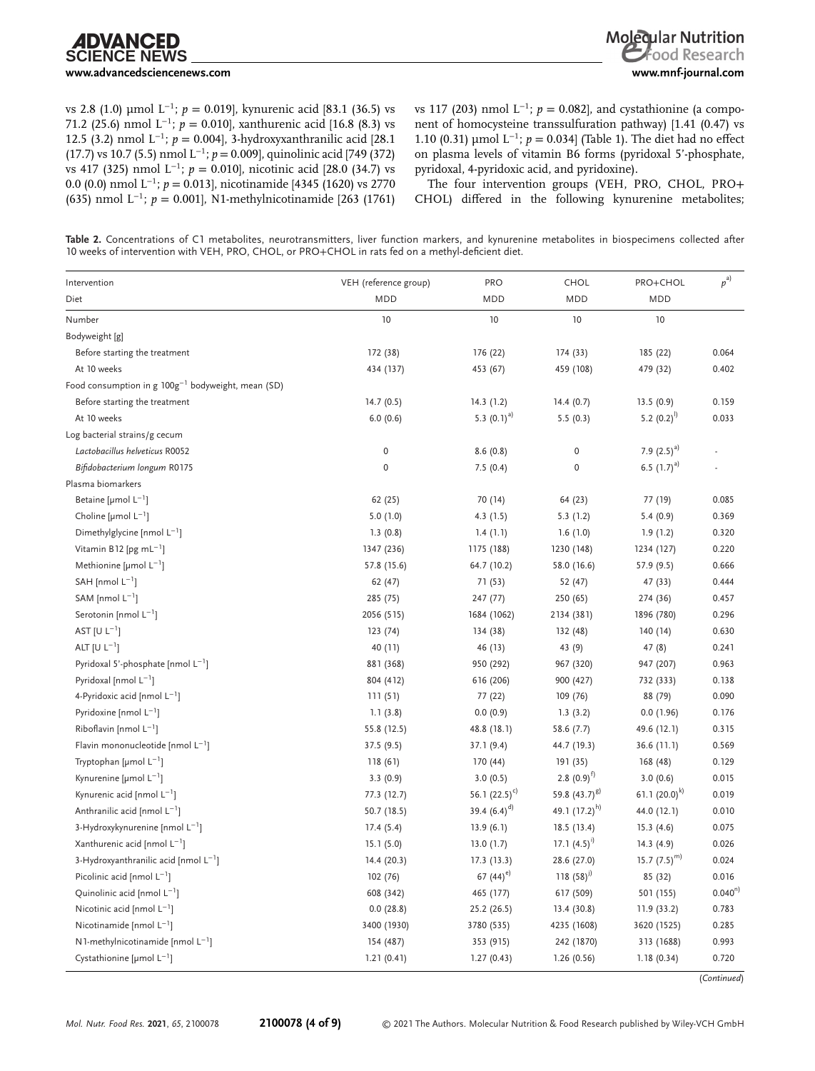vs 2.8 (1.0) µmol L$^{-1}$; $p$ = 0.019], kynurenic acid [83.1 (36.5) vs 71.2 (25.6) nmol L$^{-1}$; $p$ = 0.010], xanthurenic acid [16.8 (8.3) vs 12.5 (3.2) nmol L$^{-1}$; $p$ = 0.004], 3-hydroxyxanthranilic acid [28.1 (17.7) vs 10.7 (5.5) nmol L$^{-1}$; $p$ = 0.009], quinolinic acid [749 (372) vs 417 (325) nmol L$^{-1}$; $p$ = 0.010], nicotinic acid [28.0 (34.7) vs 0.0 (0.0) nmol L$^{-1}$; $p$ = 0.013], nicotinamide [4345 (1620) vs 2770 (635) nmol L$^{-1}$; $p$ = 0.001], N1-methylnicotinamide [263 (1761) vs 117 (203) nmol L$^{-1}$; $p$ = 0.082], and cystathionine (a component of homocysteine transsulfuration pathway) [1.41 (0.47) vs 1.10 (0.31) µmol L$^{-1}$; $p$ = 0.034] (Table 1). The diet had no effect on plasma levels of vitamin B6 forms (pyridoxal 5′-phosphate, pyridoxal, 4-pyridoxic acid, and pyridoxine).

The four intervention groups (VEH, PRO, CHOL, PRO+CHOL) differed in the following kynurenine metabolites;

**Table 2.** Concentrations of C1 metabolites, neurotransmitters, liver function markers, and kynurenine metabolites in biospecimens collected after 10 weeks of intervention with VEH, PRO, CHOL, or PRO+CHOL in rats fed on a methyl-deficient diet.

| Intervention | VEH (reference group) | PRO | CHOL | PRO+CHOL | $p$[a)] |
|---|---|---|---|---|---|
| Diet | MDD | MDD | MDD | MDD | |
| Number | 10 | 10 | 10 | 10 | |
| Bodyweight [g] | | | | | |
| Before starting the treatment | 172 (38) | 176 (22) | 174 (33) | 185 (22) | 0.064 |
| At 10 weeks | 434 (137) | 453 (67) | 459 (108) | 479 (32) | 0.402 |
| Food consumption in g 100g$^{-1}$ bodyweight, mean (SD) | | | | | |
| Before starting the treatment | 14.7 (0.5) | 14.3 (1.2) | 14.4 (0.7) | 13.5 (0.9) | 0.159 |
| At 10 weeks | 6.0 (0.6) | 5.3 (0.1)[a)] | 5.5 (0.3) | 5.2 (0.2)[l)] | 0.033 |
| Log bacterial strains/g cecum | | | | | |
| *Lactobacillus helveticus* R0052 | 0 | 8.6 (0.8) | 0 | 7.9 (2.5)[a)] | - |
| *Bifidobacterium longum* R0175 | 0 | 7.5 (0.4) | 0 | 6.5 (1.7)[a)] | - |
| Plasma biomarkers | | | | | |
| Betaine [µmol L$^{-1}$] | 62 (25) | 70 (14) | 64 (23) | 77 (19) | 0.085 |
| Choline [µmol L$^{-1}$] | 5.0 (1.0) | 4.3 (1.5) | 5.3 (1.2) | 5.4 (0.9) | 0.369 |
| Dimethylglycine [nmol L$^{-1}$] | 1.3 (0.8) | 1.4 (1.1) | 1.6 (1.0) | 1.9 (1.2) | 0.320 |
| Vitamin B12 [pg mL$^{-1}$] | 1347 (236) | 1175 (188) | 1230 (148) | 1234 (127) | 0.220 |
| Methionine [µmol L$^{-1}$] | 57.8 (15.6) | 64.7 (10.2) | 58.0 (16.6) | 57.9 (9.5) | 0.666 |
| SAH [nmol L$^{-1}$] | 62 (47) | 71 (53) | 52 (47) | 47 (33) | 0.444 |
| SAM [nmol L$^{-1}$] | 285 (75) | 247 (77) | 250 (65) | 274 (36) | 0.457 |
| Serotonin [nmol L$^{-1}$] | 2056 (515) | 1684 (1062) | 2134 (381) | 1896 (780) | 0.296 |
| AST [U L$^{-1}$] | 123 (74) | 134 (38) | 132 (48) | 140 (14) | 0.630 |
| ALT [U L$^{-1}$] | 40 (11) | 46 (13) | 43 (9) | 47 (8) | 0.241 |
| Pyridoxal 5′-phosphate [nmol L$^{-1}$] | 881 (368) | 950 (292) | 967 (320) | 947 (207) | 0.963 |
| Pyridoxal [nmol L$^{-1}$] | 804 (412) | 616 (206) | 900 (427) | 732 (333) | 0.138 |
| 4-Pyridoxic acid [nmol L$^{-1}$] | 111 (51) | 77 (22) | 109 (76) | 88 (79) | 0.090 |
| Pyridoxine [nmol L$^{-1}$] | 1.1 (3.8) | 0.0 (0.9) | 1.3 (3.2) | 0.0 (1.96) | 0.176 |
| Riboflavin [nmol L$^{-1}$] | 55.8 (12.5) | 48.8 (18.1) | 58.6 (7.7) | 49.6 (12.1) | 0.315 |
| Flavin mononucleotide [nmol L$^{-1}$] | 37.5 (9.5) | 37.1 (9.4) | 44.7 (19.3) | 36.6 (11.1) | 0.569 |
| Tryptophan [µmol L$^{-1}$] | 118 (61) | 170 (44) | 191 (35) | 168 (48) | 0.129 |
| Kynurenine [µmol L$^{-1}$] | 3.3 (0.9) | 3.0 (0.5) | 2.8 (0.9)[f)] | 3.0 (0.6) | 0.015 |
| Kynurenic acid [nmol L$^{-1}$] | 77.3 (12.7) | 56.1 (22.5)[c)] | 59.8 (43.7)[g)] | 61.1 (20.0)[k)] | 0.019 |
| Anthranilic acid [nmol L$^{-1}$] | 50.7 (18.5) | 39.4 (6.4)[d)] | 49.1 (17.2)[h)] | 44.0 (12.1) | 0.010 |
| 3-Hydroxykynurenine [nmol L$^{-1}$] | 17.4 (5.4) | 13.9 (6.1) | 18.5 (13.4) | 15.3 (4.6) | 0.075 |
| Xanthurenic acid [nmol L$^{-1}$] | 15.1 (5.0) | 13.0 (1.7) | 17.1 (4.5)[i)] | 14.3 (4.9) | 0.026 |
| 3-Hydroxyanthranilic acid [nmol L$^{-1}$] | 14.4 (20.3) | 17.3 (13.3) | 28.6 (27.0) | 15.7 (7.5)[m)] | 0.024 |
| Picolinic acid [nmol L$^{-1}$] | 102 (76) | 67 (44)[e)] | 118 (58)[j)] | 85 (32) | 0.016 |
| Quinolinic acid [nmol L$^{-1}$] | 608 (342) | 465 (177) | 617 (509) | 501 (155) | 0.040[n)] |
| Nicotinic acid [nmol L$^{-1}$] | 0.0 (28.8) | 25.2 (26.5) | 13.4 (30.8) | 11.9 (33.2) | 0.783 |
| Nicotinamide [nmol L$^{-1}$] | 3400 (1930) | 3780 (535) | 4235 (1608) | 3620 (1525) | 0.285 |
| N1-methylnicotinamide [nmol L$^{-1}$] | 154 (487) | 353 (915) | 242 (1870) | 313 (1688) | 0.993 |
| Cystathionine [µmol L$^{-1}$] | 1.21 (0.41) | 1.27 (0.43) | 1.26 (0.56) | 1.18 (0.34) | 0.720 |

(*Continued*)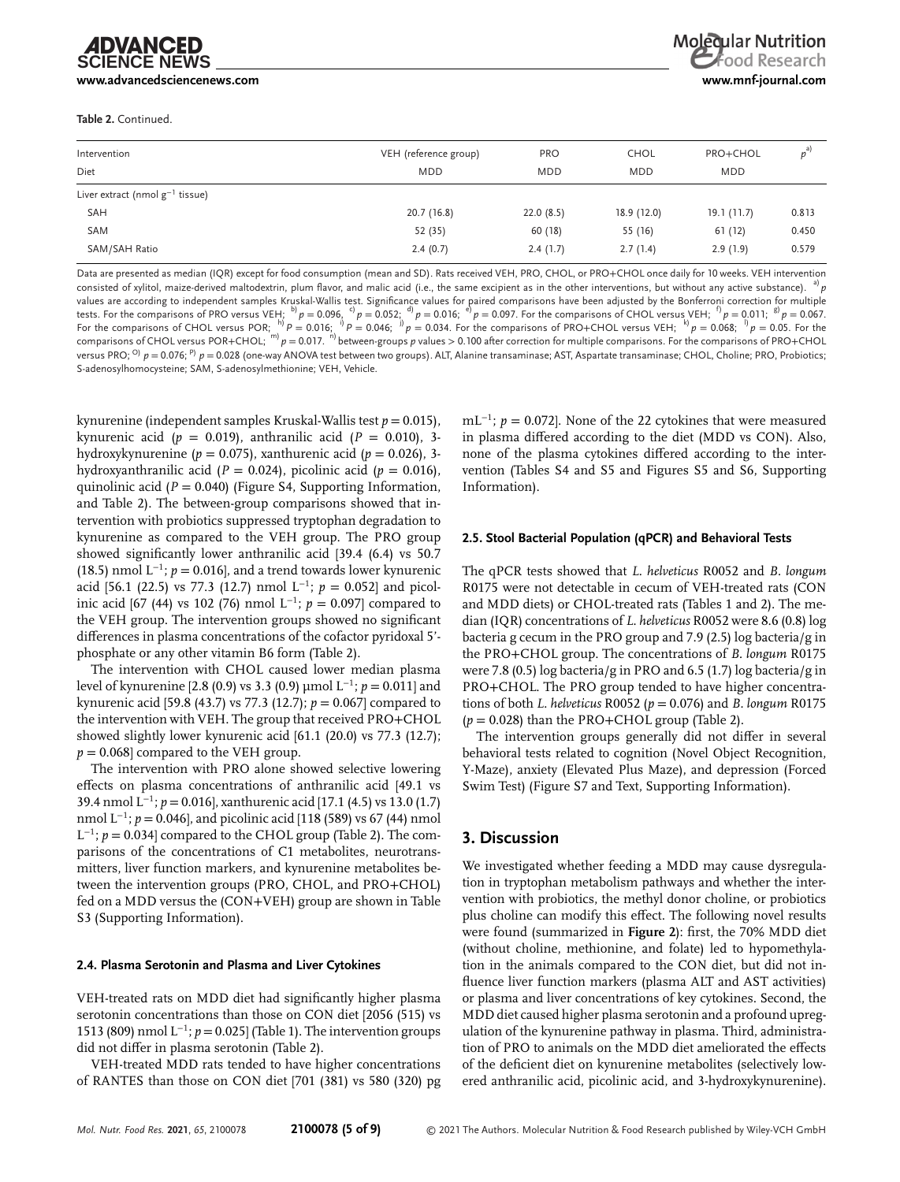**Table 2.** Continued.

| Intervention | VEH (reference group) | PRO | CHOL | PRO+CHOL | $p^{a)}$ |
|---|---|---|---|---|---|
| Diet | MDD | MDD | MDD | MDD | |
| Liver extract (nmol $g^{-1}$ tissue) | | | | | |
| SAH | 20.7 (16.8) | 22.0 (8.5) | 18.9 (12.0) | 19.1 (11.7) | 0.813 |
| SAM | 52 (35) | 60 (18) | 55 (16) | 61 (12) | 0.450 |
| SAM/SAH Ratio | 2.4 (0.7) | 2.4 (1.7) | 2.7 (1.4) | 2.9 (1.9) | 0.579 |

Data are presented as median (IQR) except for food consumption (mean and SD). Rats received VEH, PRO, CHOL, or PRO+CHOL once daily for 10 weeks. VEH intervention consisted of xylitol, maize-derived maltodextrin, plum flavor, and malic acid (i.e., the same excipient as in the other interventions, but without any active substance). [a)] $p$ values are according to independent samples Kruskal-Wallis test. Significance values for paired comparisons have been adjusted by the Bonferroni correction for multiple tests. For the comparisons of PRO versus VEH; [b)] $p = 0.096$, [c)] $p = 0.052$; [d)] $p = 0.016$; [e)] $p = 0.097$. For the comparisons of CHOL versus VEH; [f)] $p = 0.011$; [g)] $p = 0.067$. For the comparisons of CHOL versus POR; [h)] $P = 0.016$; [i)] $P = 0.046$; [j)] $p = 0.034$. For the comparisons of PRO+CHOL versus VEH; [k)] $p = 0.068$; [l)] $p = 0.05$. For the comparisons of CHOL versus POR+CHOL; [m)] $p = 0.017$. [n)] between-groups $p$ values > 0.100 after correction for multiple comparisons. For the comparisons of PRO+CHOL versus PRO; [O)] $p = 0.076$; [P)] $p = 0.028$ (one-way ANOVA test between two groups). ALT, Alanine transaminase; AST, Aspartate transaminase; CHOL, Choline; PRO, Probiotics; S-adenosylhomocysteine; SAM, S-adenosylmethionine; VEH, Vehicle.

kynurenine (independent samples Kruskal-Wallis test $p = 0.015$), kynurenic acid ($p = 0.019$), anthranilic acid ($P = 0.010$), 3-hydroxykynurenine ($p = 0.075$), xanthurenic acid ($p = 0.026$), 3-hydroxyanthranilic acid ($p = 0.024$), picolinic acid ($p = 0.016$), quinolinic acid ($P = 0.040$) (Figure S4, Supporting Information, and Table 2). The between-group comparisons showed that intervention with probiotics suppressed tryptophan degradation to kynurenine as compared to the VEH group. The PRO group showed significantly lower anthranilic acid [39.4 (6.4) vs 50.7 (18.5) nmol $L^{-1}$; $p = 0.016$], and a trend towards lower kynurenic acid [56.1 (22.5) vs 77.3 (12.7) nmol $L^{-1}$; $p = 0.052$] and picolinic acid [67 (44) vs 102 (76) nmol $L^{-1}$; $p = 0.097$] compared to the VEH group. The intervention groups showed no significant differences in plasma concentrations of the cofactor pyridoxal 5'-phosphate or any other vitamin B6 form (Table 2).

The intervention with CHOL caused lower median plasma level of kynurenine [2.8 (0.9) vs 3.3 (0.9) µmol $L^{-1}$; $p = 0.011$] and kynurenic acid [59.8 (43.7) vs 77.3 (12.7); $p = 0.067$] compared to the intervention with VEH. The group that received PRO+CHOL showed slightly lower kynurenic acid [61.1 (20.0) vs 77.3 (12.7); $p = 0.068$] compared to the VEH group.

The intervention with PRO alone showed selective lowering effects on plasma concentrations of anthranilic acid [49.1 vs 39.4 nmol $L^{-1}$; $p = 0.016$], xanthurenic acid [17.1 (4.5) vs 13.0 (1.7) nmol $L^{-1}$; $p = 0.046$], and picolinic acid [118 (589) vs 67 (44) nmol $L^{-1}$; $p = 0.034$] compared to the CHOL group (Table 2). The comparisons of the concentrations of C1 metabolites, neurotransmitters, liver function markers, and kynurenine metabolites between the intervention groups (PRO, CHOL, and PRO+CHOL) fed on a MDD versus the (CON+VEH) group are shown in Table S3 (Supporting Information).

#### 2.4. Plasma Serotonin and Plasma and Liver Cytokines

VEH-treated rats on MDD diet had significantly higher plasma serotonin concentrations than those on CON diet [2056 (515) vs 1513 (809) nmol $L^{-1}$; $p = 0.025$] (Table 1). The intervention groups did not differ in plasma serotonin (Table 2).

VEH-treated MDD rats tended to have higher concentrations of RANTES than those on CON diet [701 (381) vs 580 (320) pg $mL^{-1}$; $p = 0.072$]. None of the 22 cytokines that were measured in plasma differed according to the diet (MDD vs CON). Also, none of the plasma cytokines differed according to the intervention (Tables S4 and S5 and Figures S5 and S6, Supporting Information).

#### 2.5. Stool Bacterial Population (qPCR) and Behavioral Tests

The qPCR tests showed that *L. helveticus* R0052 and *B. longum* R0175 were not detectable in cecum of VEH-treated rats (CON and MDD diets) or CHOL-treated rats (Tables 1 and 2). The median (IQR) concentrations of *L. helveticus* R0052 were 8.6 (0.8) log bacteria g cecum in the PRO group and 7.9 (2.5) log bacteria/g in the PRO+CHOL group. The concentrations of *B. longum* R0175 were 7.8 (0.5) log bacteria/g in PRO and 6.5 (1.7) log bacteria/g in PRO+CHOL. The PRO group tended to have higher concentrations of both *L. helveticus* R0052 ($p = 0.076$) and *B. longum* R0175 ($p = 0.028$) than the PRO+CHOL group (Table 2).

The intervention groups generally did not differ in several behavioral tests related to cognition (Novel Object Recognition, Y-Maze), anxiety (Elevated Plus Maze), and depression (Forced Swim Test) (Figure S7 and Text, Supporting Information).

## 3. Discussion

We investigated whether feeding a MDD may cause dysregulation in tryptophan metabolism pathways and whether the intervention with probiotics, the methyl donor choline, or probiotics plus choline can modify this effect. The following novel results were found (summarized in **Figure 2**): first, the 70% MDD diet (without choline, methionine, and folate) led to hypomethylation in the animals compared to the CON diet, but did not influence liver function markers (plasma ALT and AST activities) or plasma and liver concentrations of key cytokines. Second, the MDD diet caused higher plasma serotonin and a profound upregulation of the kynurenine pathway in plasma. Third, administration of PRO to animals on the MDD diet ameliorated the effects of the deficient diet on kynurenine metabolites (selectively lowered anthranilic acid, picolinic acid, and 3-hydroxykynurenine).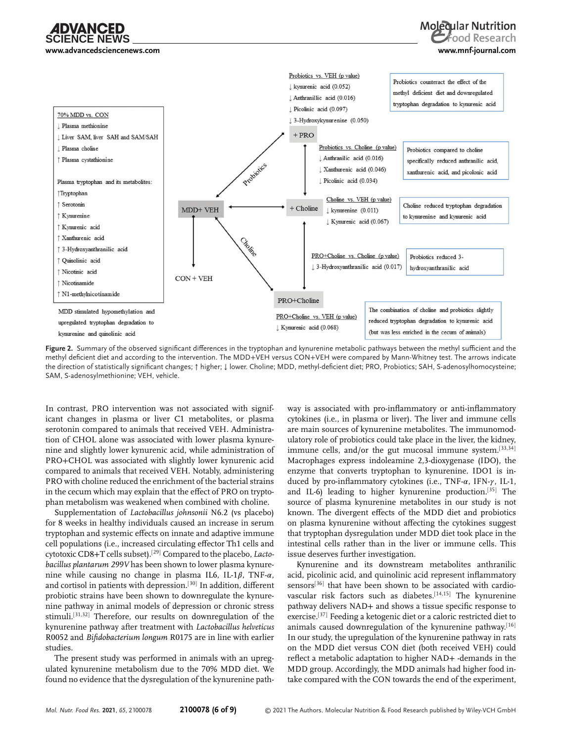70% MDD vs. CON

↓ Plasma methionine

↓ Liver SAM, liver SAH and SAM/SAH

↓ Plasma choline

↑ Plasma cystathionine

Plasma tryptophan and its metabolites:

↑Tryptophan

↑ Serotonin

↑ Kynurenine

↑ Kynurenic acid

↑ Xanthurenic acid

↑ 3-Hydroxyanthranilic acid

↑ Quinolinic acid

↑ Nicotinic acid

↑ Nicotinamide

↑ N1-methylnicotinamide

MDD stimulated hypomethylation and upregulated tryptophan degradation to kynurenine and quinolinic acid

Probiotics vs. VEH (p value)

↓ kynurenic acid (0.052)

↓ Anthranillic acid (0.016)

↓ Picolinic acid (0.097)

↓ 3-Hydroxykynurenine (0.050)

Probiotics counteract the effect of the methyl deficient diet and downregulated tryptophan degradation to kynurenic acid

Probiotics vs. Choline (p value)

↓ Anthranilic acid (0.016)

↓ Xanthurenic acid (0.046)

↓ Picolinic acid (0.034)

Probiotics compared to choline specifically reduced anthranilic acid, xanthurenic acid, and picolonic acid

Choline vs. VEH (p value)

↓ kynurenine (0.011)

↓ Kynurenic acid (0.067)

Choline reduced tryptophan degradation to kynurenine and kynurenic acid

PRO+Choline vs. Choline (p value)

↓ 3-Hydroxyanthranilic acid (0.017)

Probiotics reduced 3-hydroxyanthranilic acid

PRO+Choline vs. VEH (p value)

↓ Kynurenic acid (0.068)

The combination of choline and probiotics slightly reduced tryptophan degradation to kynurenic acid (but was less enriched in the cecum of animals)

MDD+ VEH; CON + VEH; + PRO; + Choline; PRO+Choline; Probiotics; Choline

**Figure 2.** Summary of the observed significant differences in the tryptophan and kynurenine metabolic pathways between the methyl sufficient and the methyl deficient diet and according to the intervention. The MDD+VEH versus CON+VEH were compared by Mann-Whitney test. The arrows indicate the direction of statistically significant changes; ↑ higher; ↓ lower. Choline; MDD, methyl-deficient diet; PRO, Probiotics; SAH, S-adenosylhomocysteine; SAM, S-adenosylmethionine; VEH, vehicle.

In contrast, PRO intervention was not associated with significant changes in plasma or liver C1 metabolites, or plasma serotonin compared to animals that received VEH. Administration of CHOL alone was associated with lower plasma kynurenine and slightly lower kynurenic acid, while administration of PRO+CHOL was associated with slightly lower kynurenic acid compared to animals that received VEH. Notably, administering PRO with choline reduced the enrichment of the bacterial strains in the cecum which may explain that the effect of PRO on tryptophan metabolism was weakened when combined with choline.

Supplementation of *Lactobacillus johnsonii* N6.2 (vs placebo) for 8 weeks in healthy individuals caused an increase in serum tryptophan and systemic effects on innate and adaptive immune cell populations (i.e., increased circulating effector Th1 cells and cytotoxic CD8+T cells subset).[29] Compared to the placebo, *Lactobacillus plantarum 299V* has been shown to lower plasma kynurenine while causing no change in plasma IL6, IL-1$\beta$, TNF-$\alpha$, and cortisol in patients with depression.[30] In addition, different probiotic strains have been shown to downregulate the kynurenine pathway in animal models of depression or chronic stress stimuli.[31,32] Therefore, our results on downregulation of the kynurenine pathway after treatment with *Lactobacillus helveticus* R0052 and *Bifidobacterium longum* R0175 are in line with earlier studies.

The present study was performed in animals with an upregulated kynurenine metabolism due to the 70% MDD diet. We found no evidence that the dysregulation of the kynurenine pathway is associated with pro-inflammatory or anti-inflammatory cytokines (i.e., in plasma or liver). The liver and immune cells are main sources of kynurenine metabolites. The immunomodulatory role of probiotics could take place in the liver, the kidney, immune cells, and/or the gut mucosal immune system.[33,34] Macrophages express indoleamine 2,3-dioxygenase (IDO), the enzyme that converts tryptophan to kynurenine. IDO1 is induced by pro-inflammatory cytokines (i.e., TNF-$\alpha$, IFN-$\gamma$, IL-1, and IL-6) leading to higher kynurenine production.[35] The source of plasma kynurenine metabolites in our study is not known. The divergent effects of the MDD diet and probiotics on plasma kynurenine without affecting the cytokines suggest that tryptophan dysregulation under MDD diet took place in the intestinal cells rather than in the liver or immune cells. This issue deserves further investigation.

Kynurenine and its downstream metabolites anthranilic acid, picolinic acid, and quinolinic acid represent inflammatory sensors[36] that have been shown to be associated with cardiovascular risk factors such as diabetes.[14,15] The kynurenine pathway delivers NAD+ and shows a tissue specific response to exercise.[37] Feeding a ketogenic diet or a caloric restricted diet to animals caused downregulation of the kynurenine pathway.[16] In our study, the upregulation of the kynurenine pathway in rats on the MDD diet versus CON diet (both received VEH) could reflect a metabolic adaptation to higher NAD+ -demands in the MDD group. Accordingly, the MDD animals had higher food intake compared with the CON towards the end of the experiment,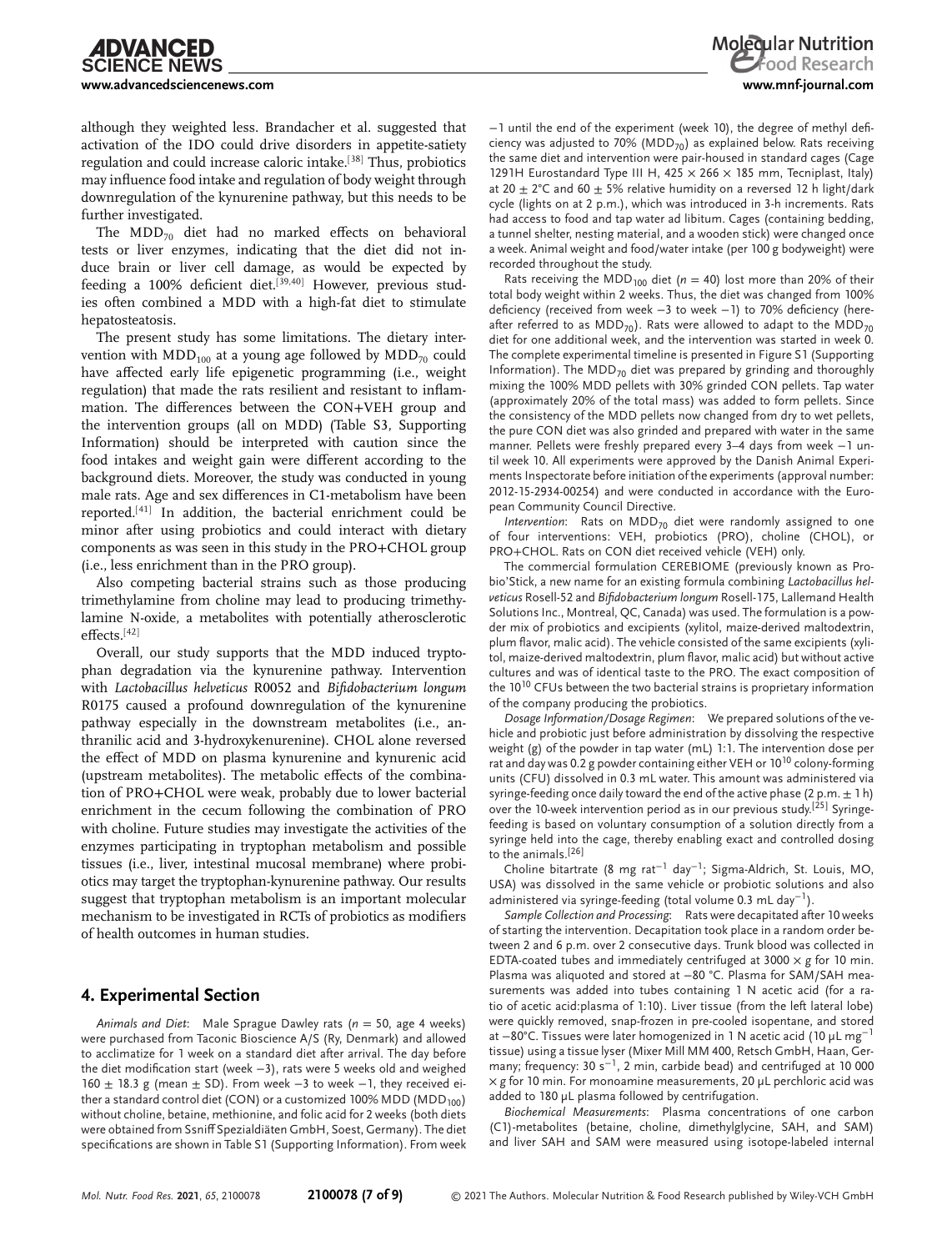although they weighted less. Brandacher et al. suggested that activation of the IDO could drive disorders in appetite-satiety regulation and could increase caloric intake.[38] Thus, probiotics may influence food intake and regulation of body weight through downregulation of the kynurenine pathway, but this needs to be further investigated.

The $MDD_{70}$ diet had no marked effects on behavioral tests or liver enzymes, indicating that the diet did not induce brain or liver cell damage, as would be expected by feeding a 100% deficient diet.[39,40] However, previous studies often combined a MDD with a high-fat diet to stimulate hepatosteatosis.

The present study has some limitations. The dietary intervention with $MDD_{100}$ at a young age followed by $MDD_{70}$ could have affected early life epigenetic programming (i.e., weight regulation) that made the rats resilient and resistant to inflammation. The differences between the CON+VEH group and the intervention groups (all on MDD) (Table S3, Supporting Information) should be interpreted with caution since the food intakes and weight gain were different according to the background diets. Moreover, the study was conducted in young male rats. Age and sex differences in C1-metabolism have been reported.[41] In addition, the bacterial enrichment could be minor after using probiotics and could interact with dietary components as was seen in this study in the PRO+CHOL group (i.e., less enrichment than in the PRO group).

Also competing bacterial strains such as those producing trimethylamine from choline may lead to producing trimethylamine N-oxide, a metabolites with potentially atherosclerotic effects.[42]

Overall, our study supports that the MDD induced tryptophan degradation via the kynurenine pathway. Intervention with *Lactobacillus helveticus* R0052 and *Bifidobacterium longum* R0175 caused a profound downregulation of the kynurenine pathway especially in the downstream metabolites (i.e., anthranilic acid and 3-hydroxykenurenine). CHOL alone reversed the effect of MDD on plasma kynurenine and kynurenic acid (upstream metabolites). The metabolic effects of the combination of PRO+CHOL were weak, probably due to lower bacterial enrichment in the cecum following the combination of PRO with choline. Future studies may investigate the activities of the enzymes participating in tryptophan metabolism and possible tissues (i.e., liver, intestinal mucosal membrane) where probiotics may target the tryptophan-kynurenine pathway. Our results suggest that tryptophan metabolism is an important molecular mechanism to be investigated in RCTs of probiotics as modifiers of health outcomes in human studies.

## 4. Experimental Section

*Animals and Diet*: Male Sprague Dawley rats ($n = 50$, age 4 weeks) were purchased from Taconic Bioscience A/S (Ry, Denmark) and allowed to acclimatize for 1 week on a standard diet after arrival. The day before the diet modification start (week −3), rats were 5 weeks old and weighed 160 ± 18.3 g (mean ± SD). From week −3 to week −1, they received either a standard control diet (CON) or a customized 100% MDD ($MDD_{100}$) without choline, betaine, methionine, and folic acid for 2 weeks (both diets were obtained from Ssniff Spezialdiäten GmbH, Soest, Germany). The diet specifications are shown in Table S1 (Supporting Information). From week −1 until the end of the experiment (week 10), the degree of methyl deficiency was adjusted to 70% ($MDD_{70}$) as explained below. Rats receiving the same diet and intervention were pair-housed in standard cages (Cage 1291H Eurostandard Type III H, 425 × 266 × 185 mm, Tecniplast, Italy) at 20 ± 2°C and 60 ± 5% relative humidity on a reversed 12 h light/dark cycle (lights on at 2 p.m.), which was introduced in 3-h increments. Rats had access to food and tap water ad libitum. Cages (containing bedding, a tunnel shelter, nesting material, and a wooden stick) were changed once a week. Animal weight and food/water intake (per 100 g bodyweight) were recorded throughout the study.

Rats receiving the $MDD_{100}$ diet ($n = 40$) lost more than 20% of their total body weight within 2 weeks. Thus, the diet was changed from 100% deficiency (received from week −3 to week −1) to 70% deficiency (hereafter referred to as $MDD_{70}$). Rats were allowed to adapt to the $MDD_{70}$ diet for one additional week, and the intervention was started in week 0. The complete experimental timeline is presented in Figure S1 (Supporting Information). The $MDD_{70}$ diet was prepared by grinding and thoroughly mixing the 100% MDD pellets with 30% grinded CON pellets. Tap water (approximately 20% of the total mass) was added to form pellets. Since the consistency of the MDD pellets now changed from dry to wet pellets, the pure CON diet was also grinded and prepared with water in the same manner. Pellets were freshly prepared every 3–4 days from week −1 until week 10. All experiments were approved by the Danish Animal Experiments Inspectorate before initiation of the experiments (approval number: 2012-15-2934-00254) and were conducted in accordance with the European Community Council Directive.

*Intervention*: Rats on $MDD_{70}$ diet were randomly assigned to one of four interventions: VEH, probiotics (PRO), choline (CHOL), or PRO+CHOL. Rats on CON diet received vehicle (VEH) only.

The commercial formulation CEREBIOME (previously known as Probio'Stick, a new name for an existing formula combining *Lactobacillus helveticus* Rosell-52 and *Bifidobacterium longum* Rosell-175, Lallemand Health Solutions Inc., Montreal, QC, Canada) was used. The formulation is a powder mix of probiotics and excipients (xylitol, maize-derived maltodextrin, plum flavor, malic acid). The vehicle consisted of the same excipients (xylitol, maize-derived maltodextrin, plum flavor, malic acid) but without active cultures and was of identical taste to the PRO. The exact composition of the $10^{10}$ CFUs between the two bacterial strains is proprietary information of the company producing the probiotics.

*Dosage Information/Dosage Regimen*: We prepared solutions of the vehicle and probiotic just before administration by dissolving the respective weight (g) of the powder in tap water (mL) 1:1. The intervention dose per rat and day was 0.2 g powder containing either VEH or $10^{10}$ colony-forming units (CFU) dissolved in 0.3 mL water. This amount was administered via syringe-feeding once daily toward the end of the active phase (2 p.m. ± 1 h) over the 10-week intervention period as in our previous study.[25] Syringe-feeding is based on voluntary consumption of a solution directly from a syringe held into the cage, thereby enabling exact and controlled dosing to the animals.[26]

Choline bitartrate (8 mg $rat^{-1}$ $day^{-1}$; Sigma-Aldrich, St. Louis, MO, USA) was dissolved in the same vehicle or probiotic solutions and also administered via syringe-feeding (total volume 0.3 mL $day^{-1}$).

*Sample Collection and Processing*: Rats were decapitated after 10 weeks of starting the intervention. Decapitation took place in a random order between 2 and 6 p.m. over 2 consecutive days. Trunk blood was collected in EDTA-coated tubes and immediately centrifuged at 3000 × g for 10 min. Plasma was aliquoted and stored at −80 °C. Plasma for SAM/SAH measurements was added into tubes containing 1 N acetic acid (for a ratio of acetic acid:plasma of 1:10). Liver tissue (from the left lateral lobe) were quickly removed, snap-frozen in pre-cooled isopentane, and stored at −80°C. Tissues were later homogenized in 1 N acetic acid (10 µL $mg^{-1}$ tissue) using a tissue lyser (Mixer Mill MM 400, Retsch GmbH, Haan, Germany; frequency: 30 $s^{-1}$, 2 min, carbide bead) and centrifuged at 10 000 × g for 10 min. For monoamine measurements, 20 µL perchloric acid was added to 180 µL plasma followed by centrifugation.

*Biochemical Measurements*: Plasma concentrations of one carbon (C1)-metabolites (betaine, choline, dimethylglycine, SAH, and SAM) and liver SAH and SAM were measured using isotope-labeled internal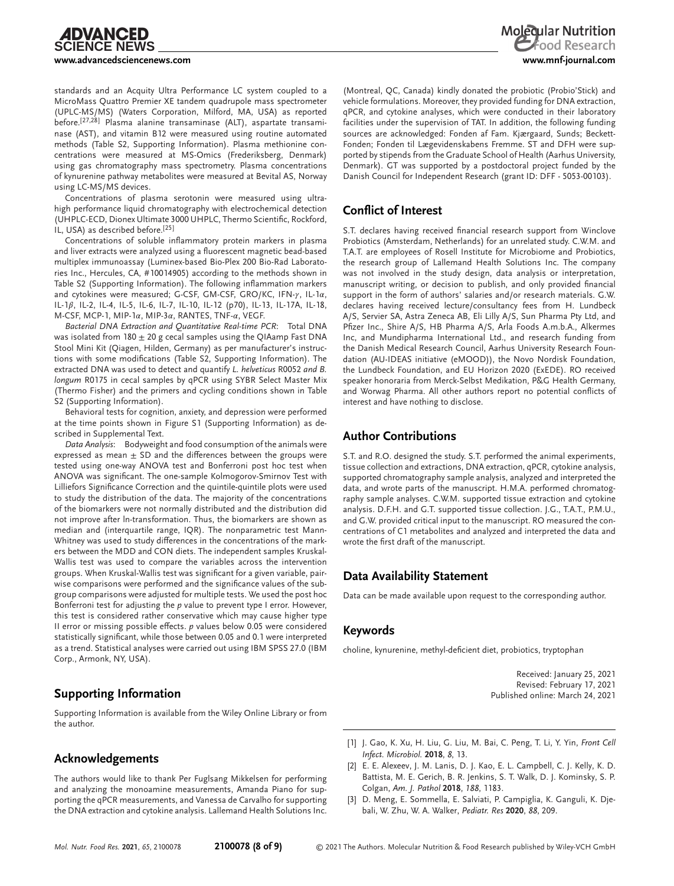standards and an Acquity Ultra Performance LC system coupled to a MicroMass Quattro Premier XE tandem quadrupole mass spectrometer (UPLC-MS/MS) (Waters Corporation, Milford, MA, USA) as reported before.[27,28] Plasma alanine transaminase (ALT), aspartate transaminase (AST), and vitamin B12 were measured using routine automated methods (Table S2, Supporting Information). Plasma methionine concentrations were measured at MS-Omics (Frederiksberg, Denmark) using gas chromatography mass spectrometry. Plasma concentrations of kynurenine pathway metabolites were measured at Bevital AS, Norway using LC-MS/MS devices.

Concentrations of plasma serotonin were measured using ultra-high performance liquid chromatography with electrochemical detection (UHPLC-ECD, Dionex Ultimate 3000 UHPLC, Thermo Scientific, Rockford, IL, USA) as described before.[25]

Concentrations of soluble inflammatory protein markers in plasma and liver extracts were analyzed using a fluorescent magnetic bead-based multiplex immunoassay (Luminex-based Bio-Plex 200 Bio-Rad Laboratories Inc., Hercules, CA, #10014905) according to the methods shown in Table S2 (Supporting Information). The following inflammation markers and cytokines were measured; G-CSF, GM-CSF, GRO/KC, IFN-$\gamma$, IL-1$\alpha$, IL-1$\beta$, IL-2, IL-4, IL-5, IL-6, IL-7, IL-10, IL-12 (p70), IL-13, IL-17A, IL-18, M-CSF, MCP-1, MIP-1$\alpha$, MIP-3$\alpha$, RANTES, TNF-$\alpha$, VEGF.

*Bacterial DNA Extraction and Quantitative Real-time PCR*: Total DNA was isolated from 180 $\pm$ 20 g cecal samples using the QIAamp Fast DNA Stool Mini Kit (Qiagen, Hilden, Germany) as per manufacturer's instructions with some modifications (Table S2, Supporting Information). The extracted DNA was used to detect and quantify *L. helveticus* R0052 *and B. longum* R0175 in cecal samples by qPCR using SYBR Select Master Mix (Thermo Fisher) and the primers and cycling conditions shown in Table S2 (Supporting Information).

Behavioral tests for cognition, anxiety, and depression were performed at the time points shown in Figure S1 (Supporting Information) as described in Supplemental Text.

*Data Analysis*: Bodyweight and food consumption of the animals were expressed as mean $\pm$ SD and the differences between the groups were tested using one-way ANOVA test and Bonferroni post hoc test when ANOVA was significant. The one-sample Kolmogorov-Smirnov Test with Lilliefors Significance Correction and the quintile-quintile plots were used to study the distribution of the data. The majority of the concentrations of the biomarkers were not normally distributed and the distribution did not improve after ln-transformation. Thus, the biomarkers are shown as median and (interquartile range, IQR). The nonparametric test Mann-Whitney was used to study differences in the concentrations of the markers between the MDD and CON diets. The independent samples Kruskal-Wallis test was used to compare the variables across the intervention groups. When Kruskal-Wallis test was significant for a given variable, pairwise comparisons were performed and the significance values of the subgroup comparisons were adjusted for multiple tests. We used the post hoc Bonferroni test for adjusting the *p* value to prevent type I error. However, this test is considered rather conservative which may cause higher type II error or missing possible effects. *p* values below 0.05 were considered statistically significant, while those between 0.05 and 0.1 were interpreted as a trend. Statistical analyses were carried out using IBM SPSS 27.0 (IBM Corp., Armonk, NY, USA).

## Supporting Information

Supporting Information is available from the Wiley Online Library or from the author.

## Acknowledgements

The authors would like to thank Per Fuglsang Mikkelsen for performing and analyzing the monoamine measurements, Amanda Piano for supporting the qPCR measurements, and Vanessa de Carvalho for supporting the DNA extraction and cytokine analysis. Lallemand Health Solutions Inc. (Montreal, QC, Canada) kindly donated the probiotic (Probio'Stick) and vehicle formulations. Moreover, they provided funding for DNA extraction, qPCR, and cytokine analyses, which were conducted in their laboratory facilities under the supervision of TAT. In addition, the following funding sources are acknowledged: Fonden af Fam. Kjærgaard, Sunds; Beckett-Fonden; Fonden til Lægevidenskabens Fremme. ST and DFH were supported by stipends from the Graduate School of Health (Aarhus University, Denmark). GT was supported by a postdoctoral project funded by the Danish Council for Independent Research (grant ID: DFF - 5053-00103).

## Conflict of Interest

S.T. declares having received financial research support from Winclove Probiotics (Amsterdam, Netherlands) for an unrelated study. C.W.M. and T.A.T. are employees of Rosell Institute for Microbiome and Probiotics, the research group of Lallemand Health Solutions Inc. The company was not involved in the study design, data analysis or interpretation, manuscript writing, or decision to publish, and only provided financial support in the form of authors' salaries and/or research materials. G.W. declares having received lecture/consultancy fees from H. Lundbeck A/S, Servier SA, Astra Zeneca AB, Eli Lilly A/S, Sun Pharma Pty Ltd, and Pfizer Inc., Shire A/S, HB Pharma A/S, Arla Foods A.m.b.A., Alkermes Inc, and Mundipharma International Ltd., and research funding from the Danish Medical Research Council, Aarhus University Research Foundation (AU-IDEAS initiative (eMOOD)), the Novo Nordisk Foundation, the Lundbeck Foundation, and EU Horizon 2020 (ExEDE). RO received speaker honoraria from Merck-Selbst Medikation, P&G Health Germany, and Worwag Pharma. All other authors report no potential conflicts of interest and have nothing to disclose.

## Author Contributions

S.T. and R.O. designed the study. S.T. performed the animal experiments, tissue collection and extractions, DNA extraction, qPCR, cytokine analysis, supported chromatography sample analysis, analyzed and interpreted the data, and wrote parts of the manuscript. H.M.A. performed chromatography sample analyses. C.W.M. supported tissue extraction and cytokine analysis. D.F.H. and G.T. supported tissue collection. J.G., T.A.T., P.M.U., and G.W. provided critical input to the manuscript. RO measured the concentrations of C1 metabolites and analyzed and interpreted the data and wrote the first draft of the manuscript.

## Data Availability Statement

Data can be made available upon request to the corresponding author.

## Keywords

choline, kynurenine, methyl-deficient diet, probiotics, tryptophan

Received: January 25, 2021
Revised: February 17, 2021
Published online: March 24, 2021

[1] J. Gao, K. Xu, H. Liu, G. Liu, M. Bai, C. Peng, T. Li, Y. Yin, *Front Cell Infect. Microbiol.* **2018**, *8*, 13.

[2] E. E. Alexeev, J. M. Lanis, D. J. Kao, E. L. Campbell, C. J. Kelly, K. D. Battista, M. E. Gerich, B. R. Jenkins, S. T. Walk, D. J. Kominsky, S. P. Colgan, *Am. J. Pathol* **2018**, *188*, 1183.

[3] D. Meng, E. Sommella, E. Salviati, P. Campiglia, K. Ganguli, K. Djebali, W. Zhu, W. A. Walker, *Pediatr. Res* **2020**, *88*, 209.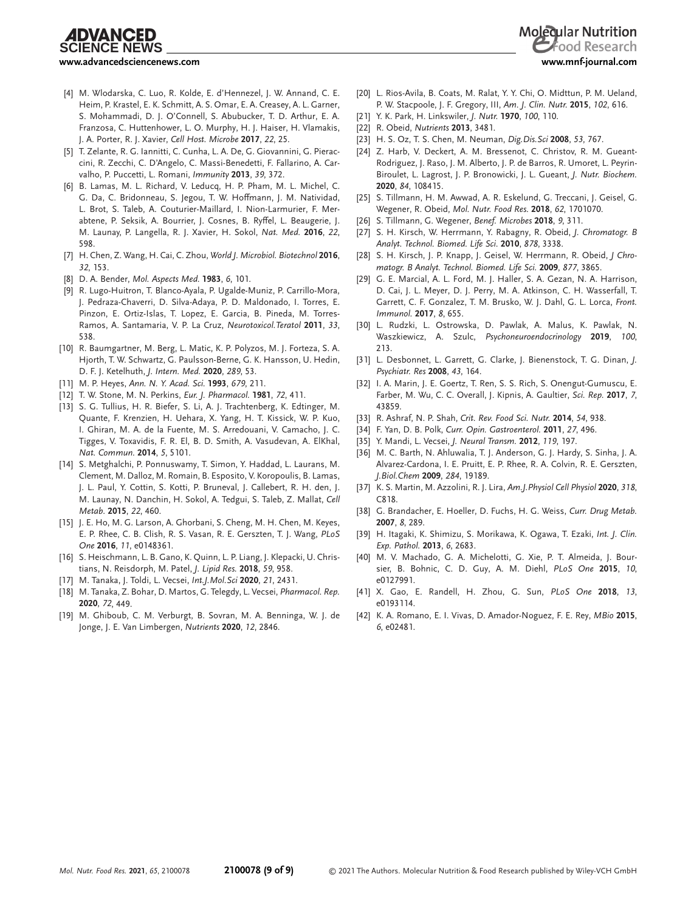[4] M. Wlodarska, C. Luo, R. Kolde, E. d'Hennezel, J. W. Annand, C. E. Heim, P. Krastel, E. K. Schmitt, A. S. Omar, E. A. Creasey, A. L. Garner, S. Mohammadi, D. J. O'Connell, S. Abubucker, T. D. Arthur, E. A. Franzosa, C. Huttenhower, L. O. Murphy, H. J. Haiser, H. Vlamakis, J. A. Porter, R. J. Xavier, *Cell Host. Microbe* **2017**, *22*, 25.

[5] T. Zelante, R. G. Iannitti, C. Cunha, L. A. De, G. Giovannini, G. Pieraccini, R. Zecchi, C. D'Angelo, C. Massi-Benedetti, F. Fallarino, A. Carvalho, P. Puccetti, L. Romani, *Immunity* **2013**, *39*, 372.

[6] B. Lamas, M. L. Richard, V. Leducq, H. P. Pham, M. L. Michel, C. G. Da, C. Bridonneau, S. Jegou, T. W. Hoffmann, J. M. Natividad, L. Brot, S. Taleb, A. Couturier-Maillard, I. Nion-Larmurier, F. Merabtene, P. Seksik, A. Bourrier, J. Cosnes, B. Ryffel, L. Beaugerie, J. M. Launay, P. Langella, R. J. Xavier, H. Sokol, *Nat. Med.* **2016**, *22*, 598.

[7] H. Chen, Z. Wang, H. Cai, C. Zhou, *World J. Microbiol. Biotechnol* **2016**, *32*, 153.

[8] D. A. Bender, *Mol. Aspects Med.* **1983**, *6*, 101.

[9] R. Lugo-Huitron, T. Blanco-Ayala, P. Ugalde-Muniz, P. Carrillo-Mora, J. Pedraza-Chaverri, D. Silva-Adaya, P. D. Maldonado, I. Torres, E. Pinzon, E. Ortiz-Islas, T. Lopez, E. Garcia, B. Pineda, M. Torres-Ramos, A. Santamaria, V. P. La Cruz, *Neurotoxicol.Teratol* **2011**, *33*, 538.

[10] R. Baumgartner, M. Berg, L. Matic, K. P. Polyzos, M. J. Forteza, S. A. Hjorth, T. W. Schwartz, G. Paulsson-Berne, G. K. Hansson, U. Hedin, D. F. J. Ketelhuth, *J. Intern. Med.* **2020**, *289*, 53.

[11] M. P. Heyes, *Ann. N. Y. Acad. Sci.* **1993**, *679*, 211.

[12] T. W. Stone, M. N. Perkins, *Eur. J. Pharmacol.* **1981**, *72*, 411.

[13] S. G. Tullius, H. R. Biefer, S. Li, A. J. Trachtenberg, K. Edtinger, M. Quante, F. Krenzien, H. Uehara, X. Yang, H. T. Kissick, W. P. Kuo, I. Ghiran, M. A. de la Fuente, M. S. Arredouani, V. Camacho, J. C. Tigges, V. Toxavidis, F. R. El, B. D. Smith, A. Vasudevan, A. ElKhal, *Nat. Commun.* **2014**, *5*, 5101.

[14] S. Metghalchi, P. Ponnuswamy, T. Simon, Y. Haddad, L. Laurans, M. Clement, M. Dalloz, M. Romain, B. Esposito, V. Koropoulis, B. Lamas, J. L. Paul, Y. Cottin, S. Kotti, P. Bruneval, J. Callebert, R. H. den, J. M. Launay, N. Danchin, H. Sokol, A. Tedgui, S. Taleb, Z. Mallat, *Cell Metab.* **2015**, *22*, 460.

[15] J. E. Ho, M. G. Larson, A. Ghorbani, S. Cheng, M. H. Chen, M. Keyes, E. P. Rhee, C. B. Clish, R. S. Vasan, R. E. Gerszten, T. J. Wang, *PLoS One* **2016**, *11*, e0148361.

[16] S. Heischmann, L. B. Gano, K. Quinn, L. P. Liang, J. Klepacki, U. Christians, N. Reisdorph, M. Patel, *J. Lipid Res.* **2018**, *59*, 958.

[17] M. Tanaka, J. Toldi, L. Vecsei, *Int.J.Mol.Sci* **2020**, *21*, 2431.

[18] M. Tanaka, Z. Bohar, D. Martos, G. Telegdy, L. Vecsei, *Pharmacol. Rep.* **2020**, *72*, 449.

[19] M. Ghiboub, C. M. Verburgt, B. Sovran, M. A. Benninga, W. J. de Jonge, J. E. Van Limbergen, *Nutrients* **2020**, *12*, 2846.

[20] L. Rios-Avila, B. Coats, M. Ralat, Y. Y. Chi, O. Midttun, P. M. Ueland, P. W. Stacpoole, J. F. Gregory, III, *Am. J. Clin. Nutr.* **2015**, *102*, 616.

[21] Y. K. Park, H. Linkswiler, *J. Nutr.* **1970**, *100*, 110.

[22] R. Obeid, *Nutrients* **2013**, 3481.

[23] H. S. Oz, T. S. Chen, M. Neuman, *Dig.Dis.Sci* **2008**, *53*, 767.

[24] Z. Harb, V. Deckert, A. M. Bressenot, C. Christov, R. M. Gueant-Rodriguez, J. Raso, J. M. Alberto, J. P. de Barros, R. Umoret, L. Peyrin-Biroulet, L. Lagrost, J. P. Bronowicki, J. L. Gueant, *J. Nutr. Biochem.* **2020**, *84*, 108415.

[25] S. Tillmann, H. M. Awwad, A. R. Eskelund, G. Treccani, J. Geisel, G. Wegener, R. Obeid, *Mol. Nutr. Food Res.* **2018**, *62*, 1701070.

[26] S. Tillmann, G. Wegener, *Benef. Microbes* **2018**, *9*, 311.

[27] S. H. Kirsch, W. Herrmann, Y. Rabagny, R. Obeid, *J. Chromatogr. B Analyt. Technol. Biomed. Life Sci.* **2010**, *878*, 3338.

[28] S. H. Kirsch, J. P. Knapp, J. Geisel, W. Herrmann, R. Obeid, *J Chromatogr. B Analyt. Technol. Biomed. Life Sci.* **2009**, *877*, 3865.

[29] G. E. Marcial, A. L. Ford, M. J. Haller, S. A. Gezan, N. A. Harrison, D. Cai, J. L. Meyer, D. J. Perry, M. A. Atkinson, C. H. Wasserfall, T. Garrett, C. F. Gonzalez, T. M. Brusko, W. J. Dahl, G. L. Lorca, *Front. Immunol.* **2017**, *8*, 655.

[30] L. Rudzki, L. Ostrowska, D. Pawlak, A. Malus, K. Pawlak, N. Waszkiewicz, A. Szulc, *Psychoneuroendocrinology* **2019**, *100*, 213.

[31] L. Desbonnet, L. Garrett, G. Clarke, J. Bienenstock, T. G. Dinan, *J. Psychiatr. Res* **2008**, *43*, 164.

[32] I. A. Marin, J. E. Goertz, T. Ren, S. S. Rich, S. Onengut-Gumuscu, E. Farber, M. Wu, C. C. Overall, J. Kipnis, A. Gaultier, *Sci. Rep.* **2017**, *7*, 43859.

[33] R. Ashraf, N. P. Shah, *Crit. Rev. Food Sci. Nutr.* **2014**, *54*, 938.

[34] F. Yan, D. B. Polk, *Curr. Opin. Gastroenterol.* **2011**, *27*, 496.

[35] Y. Mandi, L. Vecsei, *J. Neural Transm.* **2012**, *119*, 197.

[36] M. C. Barth, N. Ahluwalia, T. J. Anderson, G. J. Hardy, S. Sinha, J. A. Alvarez-Cardona, I. E. Pruitt, E. P. Rhee, R. A. Colvin, R. E. Gerszten, *J.Biol.Chem* **2009**, *284*, 19189.

[37] K. S. Martin, M. Azzolini, R. J. Lira, *Am.J.Physiol Cell Physiol* **2020**, *318*, C818.

[38] G. Brandacher, E. Hoeller, D. Fuchs, H. G. Weiss, *Curr. Drug Metab.* **2007**, *8*, 289.

[39] H. Itagaki, K. Shimizu, S. Morikawa, K. Ogawa, T. Ezaki, *Int. J. Clin. Exp. Pathol.* **2013**, *6*, 2683.

[40] M. V. Machado, G. A. Michelotti, G. Xie, P. T. Almeida, J. Boursier, B. Bohnic, C. D. Guy, A. M. Diehl, *PLoS One* **2015**, *10*, e0127991.

[41] X. Gao, E. Randell, H. Zhou, G. Sun, *PLoS One* **2018**, *13*, e0193114.

[42] K. A. Romano, E. I. Vivas, D. Amador-Noguez, F. E. Rey, *MBio* **2015**, *6*, e02481.